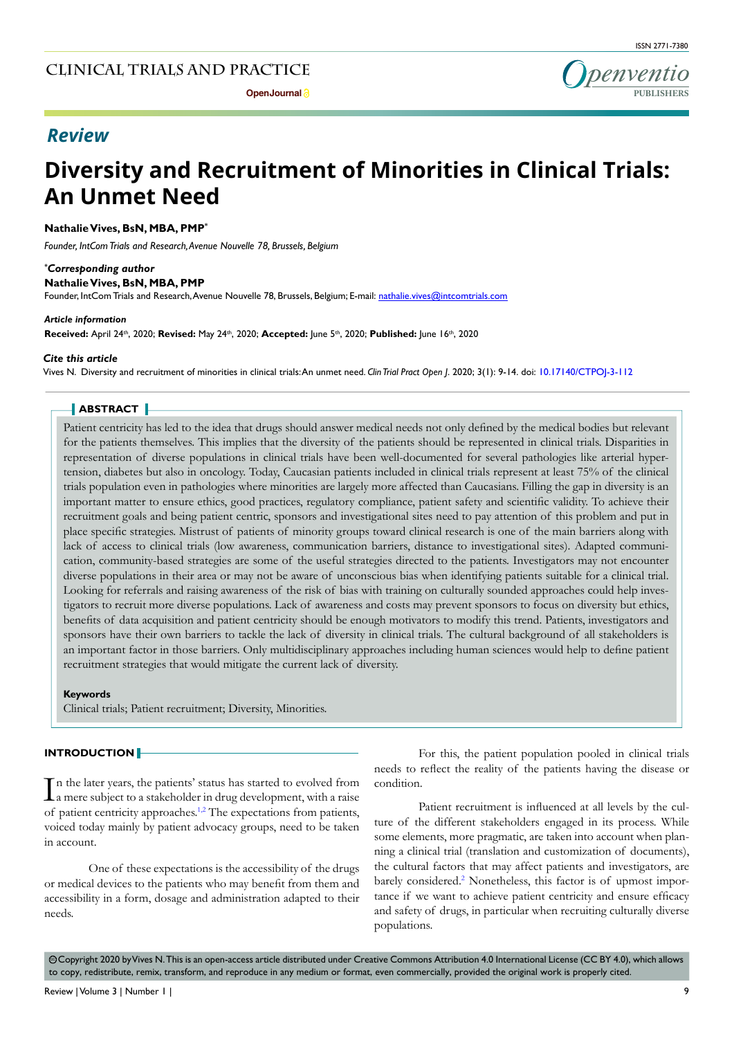## Review

# Diversity and Recruitment of Minorities in Clinical Trials: An Unmet Need

**Nathalie Vives, BsN, MBA, PMP***

*Founder, IntCom Trials and Research, Avenue Nouvelle 78, Brussels, Belgium*

***Corresponding author***
**Nathalie Vives, BsN, MBA, PMP**
Founder, IntCom Trials and Research, Avenue Nouvelle 78, Brussels, Belgium; E-mail: nathalie.vives@intcomtrials.com

***Article information***
**Received:** April 24th, 2020; **Revised:** May 24th, 2020; **Accepted:** June 5th, 2020; **Published:** June 16th, 2020

***Cite this article***
Vives N. Diversity and recruitment of minorities in clinical trials: An unmet need. *Clin Trial Pract Open J*. 2020; 3(1): 9-14. doi: 10.17140/CTPOJ-3-112

## ABSTRACT

Patient centricity has led to the idea that drugs should answer medical needs not only defined by the medical bodies but relevant for the patients themselves. This implies that the diversity of the patients should be represented in clinical trials. Disparities in representation of diverse populations in clinical trials have been well-documented for several pathologies like arterial hypertension, diabetes but also in oncology. Today, Caucasian patients included in clinical trials represent at least 75% of the clinical trials population even in pathologies where minorities are largely more affected than Caucasians. Filling the gap in diversity is an important matter to ensure ethics, good practices, regulatory compliance, patient safety and scientific validity. To achieve their recruitment goals and being patient centric, sponsors and investigational sites need to pay attention of this problem and put in place specific strategies. Mistrust of patients of minority groups toward clinical research is one of the main barriers along with lack of access to clinical trials (low awareness, communication barriers, distance to investigational sites). Adapted communication, community-based strategies are some of the useful strategies directed to the patients. Investigators may not encounter diverse populations in their area or may not be aware of unconscious bias when identifying patients suitable for a clinical trial. Looking for referrals and raising awareness of the risk of bias with training on culturally sounded approaches could help investigators to recruit more diverse populations. Lack of awareness and costs may prevent sponsors to focus on diversity but ethics, benefits of data acquisition and patient centricity should be enough motivators to modify this trend. Patients, investigators and sponsors have their own barriers to tackle the lack of diversity in clinical trials. The cultural background of all stakeholders is an important factor in those barriers. Only multidisciplinary approaches including human sciences would help to define patient recruitment strategies that would mitigate the current lack of diversity.

**Keywords**
Clinical trials; Patient recruitment; Diversity, Minorities.

## INTRODUCTION

In the later years, the patients' status has started to evolved from a mere subject to a stakeholder in drug development, with a raise of patient centricity approaches.[1,2] The expectations from patients, voiced today mainly by patient advocacy groups, need to be taken in account.

One of these expectations is the accessibility of the drugs or medical devices to the patients who may benefit from them and accessibility in a form, dosage and administration adapted to their needs.

For this, the patient population pooled in clinical trials needs to reflect the reality of the patients having the disease or condition.

Patient recruitment is influenced at all levels by the culture of the different stakeholders engaged in its process. While some elements, more pragmatic, are taken into account when planning a clinical trial (translation and customization of documents), the cultural factors that may affect patients and investigators, are barely considered.[2] Nonetheless, this factor is of upmost importance if we want to achieve patient centricity and ensure efficacy and safety of drugs, in particular when recruiting culturally diverse populations.

©Copyright 2020 by Vives N. This is an open-access article distributed under Creative Commons Attribution 4.0 International License (CC BY 4.0), which allows to copy, redistribute, remix, transform, and reproduce in any medium or format, even commercially, provided the original work is properly cited.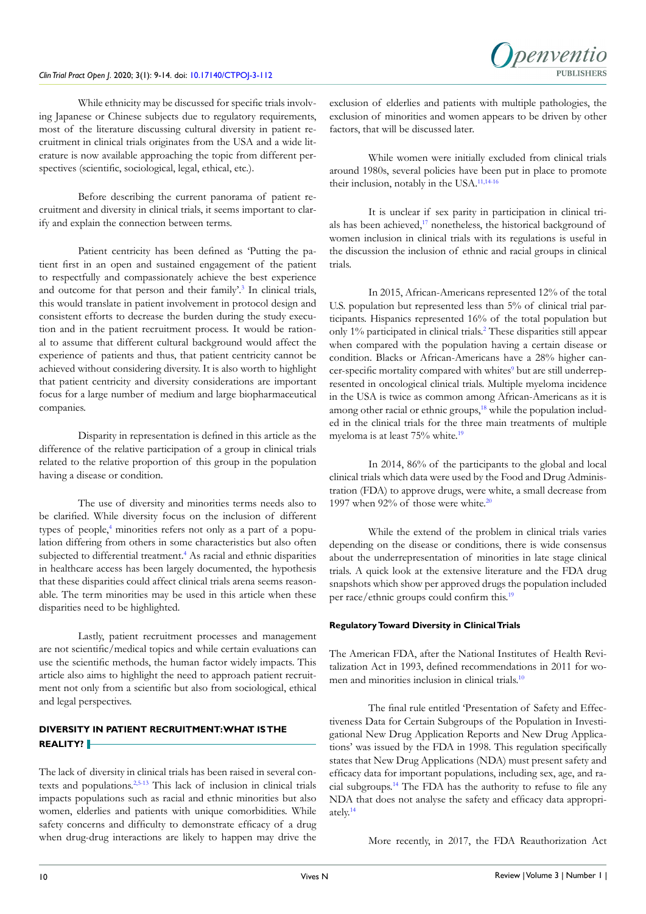While ethnicity may be discussed for specific trials involving Japanese or Chinese subjects due to regulatory requirements, most of the literature discussing cultural diversity in patient recruitment in clinical trials originates from the USA and a wide literature is now available approaching the topic from different perspectives (scientific, sociological, legal, ethical, etc.).

Before describing the current panorama of patient recruitment and diversity in clinical trials, it seems important to clarify and explain the connection between terms.

Patient centricity has been defined as 'Putting the patient first in an open and sustained engagement of the patient to respectfully and compassionately achieve the best experience and outcome for that person and their family'.[3] In clinical trials, this would translate in patient involvement in protocol design and consistent efforts to decrease the burden during the study execution and in the patient recruitment process. It would be rational to assume that different cultural background would affect the experience of patients and thus, that patient centricity cannot be achieved without considering diversity. It is also worth to highlight that patient centricity and diversity considerations are important focus for a large number of medium and large biopharmaceutical companies.

Disparity in representation is defined in this article as the difference of the relative participation of a group in clinical trials related to the relative proportion of this group in the population having a disease or condition.

The use of diversity and minorities terms needs also to be clarified. While diversity focus on the inclusion of different types of people,[4] minorities refers not only as a part of a population differing from others in some characteristics but also often subjected to differential treatment.[4] As racial and ethnic disparities in healthcare access has been largely documented, the hypothesis that these disparities could affect clinical trials arena seems reasonable. The term minorities may be used in this article when these disparities need to be highlighted.

Lastly, patient recruitment processes and management are not scientific/medical topics and while certain evaluations can use the scientific methods, the human factor widely impacts. This article also aims to highlight the need to approach patient recruitment not only from a scientific but also from sociological, ethical and legal perspectives.

## DIVERSITY IN PATIENT RECRUITMENT: WHAT IS THE REALITY?

The lack of diversity in clinical trials has been raised in several contexts and populations.[2,5-13] This lack of inclusion in clinical trials impacts populations such as racial and ethnic minorities but also women, elderlies and patients with unique comorbidities. While safety concerns and difficulty to demonstrate efficacy of a drug when drug-drug interactions are likely to happen may drive the exclusion of elderlies and patients with multiple pathologies, the exclusion of minorities and women appears to be driven by other factors, that will be discussed later.

While women were initially excluded from clinical trials around 1980s, several policies have been put in place to promote their inclusion, notably in the USA.[11,14-16]

It is unclear if sex parity in participation in clinical trials has been achieved,[17] nonetheless, the historical background of women inclusion in clinical trials with its regulations is useful in the discussion the inclusion of ethnic and racial groups in clinical trials.

In 2015, African-Americans represented 12% of the total U.S. population but represented less than 5% of clinical trial participants. Hispanics represented 16% of the total population but only 1% participated in clinical trials.[2] These disparities still appear when compared with the population having a certain disease or condition. Blacks or African-Americans have a 28% higher cancer-specific mortality compared with whites[9] but are still underrepresented in oncological clinical trials. Multiple myeloma incidence in the USA is twice as common among African-Americans as it is among other racial or ethnic groups,[18] while the population included in the clinical trials for the three main treatments of multiple myeloma is at least 75% white.[19]

In 2014, 86% of the participants to the global and local clinical trials which data were used by the Food and Drug Administration (FDA) to approve drugs, were white, a small decrease from 1997 when 92% of those were white.[20]

While the extend of the problem in clinical trials varies depending on the disease or conditions, there is wide consensus about the underrepresentation of minorities in late stage clinical trials. A quick look at the extensive literature and the FDA drug snapshots which show per approved drugs the population included per race/ethnic groups could confirm this.[19]

### Regulatory Toward Diversity in Clinical Trials

The American FDA, after the National Institutes of Health Revitalization Act in 1993, defined recommendations in 2011 for women and minorities inclusion in clinical trials.[10]

The final rule entitled 'Presentation of Safety and Effectiveness Data for Certain Subgroups of the Population in Investigational New Drug Application Reports and New Drug Applications' was issued by the FDA in 1998. This regulation specifically states that New Drug Applications (NDA) must present safety and efficacy data for important populations, including sex, age, and racial subgroups.[14] The FDA has the authority to refuse to file any NDA that does not analyse the safety and efficacy data appropriately.[14]

More recently, in 2017, the FDA Reauthorization Act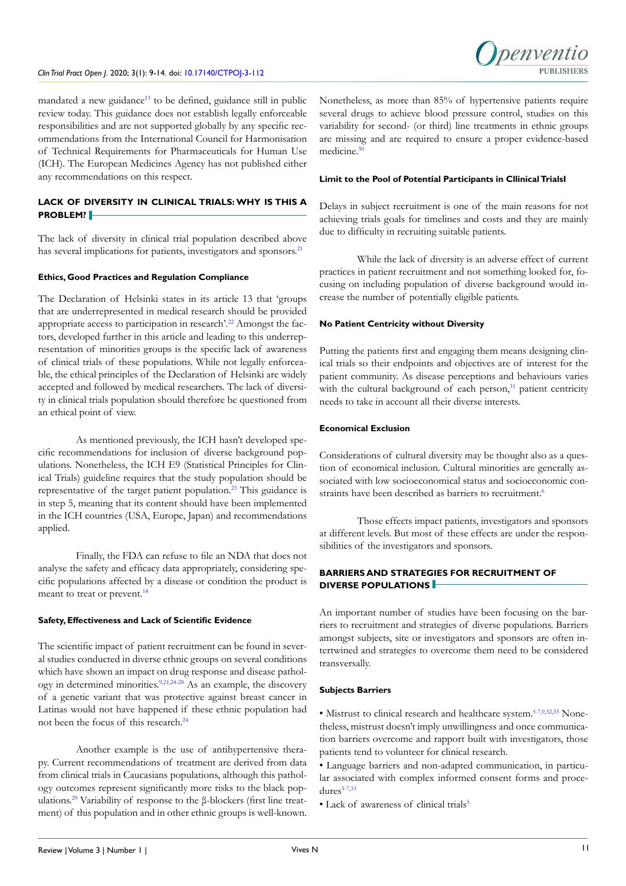mandated a new guidance[13] to be defined, guidance still in public review today. This guidance does not establish legally enforceable responsibilities and are not supported globally by any specific recommendations from the International Council for Harmonisation of Technical Requirements for Pharmaceuticals for Human Use (ICH). The European Medicines Agency has not published either any recommendations on this respect.

## LACK OF DIVERSITY IN CLINICAL TRIALS: WHY IS THIS A PROBLEM?

The lack of diversity in clinical trial population described above has several implications for patients, investigators and sponsors.[21]

### Ethics, Good Practices and Regulation Compliance

The Declaration of Helsinki states in its article 13 that 'groups that are underrepresented in medical research should be provided appropriate access to participation in research'.[22] Amongst the factors, developed further in this article and leading to this underrepresentation of minorities groups is the specific lack of awareness of clinical trials of these populations. While not legally enforceable, the ethical principles of the Declaration of Helsinki are widely accepted and followed by medical researchers. The lack of diversity in clinical trials population should therefore be questioned from an ethical point of view.

As mentioned previously, the ICH hasn't developed specific recommendations for inclusion of diverse background populations. Nonetheless, the ICH E9 (Statistical Principles for Clinical Trials) guideline requires that the study population should be representative of the target patient population.[23] This guidance is in step 5, meaning that its content should have been implemented in the ICH countries (USA, Europe, Japan) and recommendations applied.

Finally, the FDA can refuse to file an NDA that does not analyse the safety and efficacy data appropriately, considering specific populations affected by a disease or condition the product is meant to treat or prevent.[14]

### Safety, Effectiveness and Lack of Scientific Evidence

The scientific impact of patient recruitment can be found in several studies conducted in diverse ethnic groups on several conditions which have shown an impact on drug response and disease pathology in determined minorities.[9,21,24-28] As an example, the discovery of a genetic variant that was protective against breast cancer in Latinas would not have happened if these ethnic population had not been the focus of this research.[24]

Another example is the use of antihypertensive therapy. Current recommendations of treatment are derived from data from clinical trials in Caucasians populations, although this pathology outcomes represent significantly more risks to the black populations.[29] Variability of response to the β-blockers (first line treatment) of this population and in other ethnic groups is well-known. Nonetheless, as more than 85% of hypertensive patients require several drugs to achieve blood pressure control, studies on this variability for second- (or third) line treatments in ethnic groups are missing and are required to ensure a proper evidence-based medicine.[30]

### Limit to the Pool of Potential Participants in Cllinical TrialsI

Delays in subject recruitment is one of the main reasons for not achieving trials goals for timelines and costs and they are mainly due to difficulty in recruiting suitable patients.

While the lack of diversity is an adverse effect of current practices in patient recruitment and not something looked for, focusing on including population of diverse background would increase the number of potentially eligible patients.

### No Patient Centricity without Diversity

Putting the patients first and engaging them means designing clinical trials so their endpoints and objectives are of interest for the patient community. As disease perceptions and behaviours varies with the cultural background of each person,[31] patient centricity needs to take in account all their diverse interests.

### Economical Exclusion

Considerations of cultural diversity may be thought also as a question of economical inclusion. Cultural minorities are generally associated with low socioeconomical status and socioeconomic constraints have been described as barriers to recruitment.[6]

Those effects impact patients, investigators and sponsors at different levels. But most of these effects are under the responsibilities of the investigators and sponsors.

## BARRIERS AND STRATEGIES FOR RECRUITMENT OF DIVERSE POPULATIONS

An important number of studies have been focusing on the barriers to recruitment and strategies of diverse populations. Barriers amongst subjects, site or investigators and sponsors are often intertwined and strategies to overcome them need to be considered transversally.

### Subjects Barriers

- Mistrust to clinical research and healthcare system.[5-7,9,32,33] Nonetheless, mistrust doesn't imply unwillingness and once communication barriers overcome and rapport built with investigators, those patients tend to volunteer for clinical research.
- Language barriers and non-adapted communication, in particular associated with complex informed consent forms and procedures[5-7,33]
- Lack of awareness of clinical trials[5]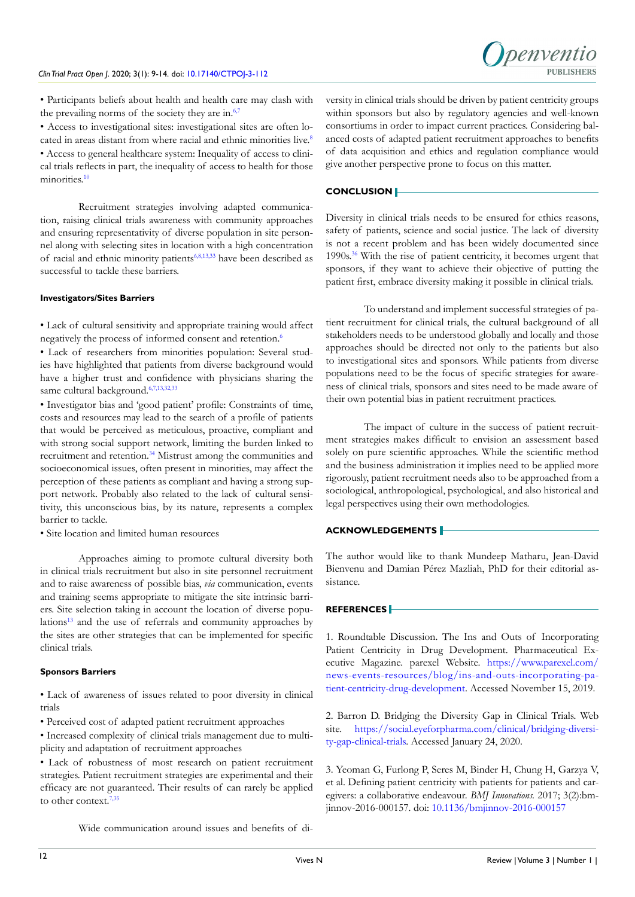- Participants beliefs about health and health care may clash with the prevailing norms of the society they are in.[6,7]
- Access to investigational sites: investigational sites are often located in areas distant from where racial and ethnic minorities live.[8]
- Access to general healthcare system: Inequality of access to clinical trials reflects in part, the inequality of access to health for those minorities.[10]

Recruitment strategies involving adapted communication, raising clinical trials awareness with community approaches and ensuring representativity of diverse population in site personnel along with selecting sites in location with a high concentration of racial and ethnic minority patients[6,8,13,33] have been described as successful to tackle these barriers.

**Investigators/Sites Barriers**

- Lack of cultural sensitivity and appropriate training would affect negatively the process of informed consent and retention.[6]
- Lack of researchers from minorities population: Several studies have highlighted that patients from diverse background would have a higher trust and confidence with physicians sharing the same cultural background.[6,7,13,32,33]
- Investigator bias and 'good patient' profile: Constraints of time, costs and resources may lead to the search of a profile of patients that would be perceived as meticulous, proactive, compliant and with strong social support network, limiting the burden linked to recruitment and retention.[34] Mistrust among the communities and socioeconomical issues, often present in minorities, may affect the perception of these patients as compliant and having a strong support network. Probably also related to the lack of cultural sensitivity, this unconscious bias, by its nature, represents a complex barrier to tackle.
- Site location and limited human resources

Approaches aiming to promote cultural diversity both in clinical trials recruitment but also in site personnel recruitment and to raise awareness of possible bias, *via* communication, events and training seems appropriate to mitigate the site intrinsic barriers. Site selection taking in account the location of diverse populations[13] and the use of referrals and community approaches by the sites are other strategies that can be implemented for specific clinical trials.

**Sponsors Barriers**

- Lack of awareness of issues related to poor diversity in clinical trials
- Perceived cost of adapted patient recruitment approaches
- Increased complexity of clinical trials management due to multiplicity and adaptation of recruitment approaches
- Lack of robustness of most research on patient recruitment strategies. Patient recruitment strategies are experimental and their efficacy are not guaranteed. Their results of can rarely be applied to other context.[7,35]

Wide communication around issues and benefits of diversity in clinical trials should be driven by patient centricity groups within sponsors but also by regulatory agencies and well-known consortiums in order to impact current practices. Considering balanced costs of adapted patient recruitment approaches to benefits of data acquisition and ethics and regulation compliance would give another perspective prone to focus on this matter.

## CONCLUSION

Diversity in clinical trials needs to be ensured for ethics reasons, safety of patients, science and social justice. The lack of diversity is not a recent problem and has been widely documented since 1990s.[36] With the rise of patient centricity, it becomes urgent that sponsors, if they want to achieve their objective of putting the patient first, embrace diversity making it possible in clinical trials.

To understand and implement successful strategies of patient recruitment for clinical trials, the cultural background of all stakeholders needs to be understood globally and locally and those approaches should be directed not only to the patients but also to investigational sites and sponsors. While patients from diverse populations need to be the focus of specific strategies for awareness of clinical trials, sponsors and sites need to be made aware of their own potential bias in patient recruitment practices.

The impact of culture in the success of patient recruitment strategies makes difficult to envision an assessment based solely on pure scientific approaches. While the scientific method and the business administration it implies need to be applied more rigorously, patient recruitment needs also to be approached from a sociological, anthropological, psychological, and also historical and legal perspectives using their own methodologies.

## ACKNOWLEDGEMENTS

The author would like to thank Mundeep Matharu, Jean-David Bienvenu and Damian Pérez Mazliah, PhD for their editorial assistance.

## REFERENCES

1. Roundtable Discussion. The Ins and Outs of Incorporating Patient Centricity in Drug Development. Pharmaceutical Executive Magazine. parexel Website. https://www.parexel.com/news-events-resources/blog/ins-and-outs-incorporating-patient-centricity-drug-development. Accessed November 15, 2019.

2. Barron D. Bridging the Diversity Gap in Clinical Trials. Web site. https://social.eyeforpharma.com/clinical/bridging-diversity-gap-clinical-trials. Accessed January 24, 2020.

3. Yeoman G, Furlong P, Seres M, Binder H, Chung H, Garzya V, et al. Defining patient centricity with patients for patients and caregivers: a collaborative endeavour. *BMJ Innovations.* 2017; 3(2):bmjinnov-2016-000157. doi: 10.1136/bmjinnov-2016-000157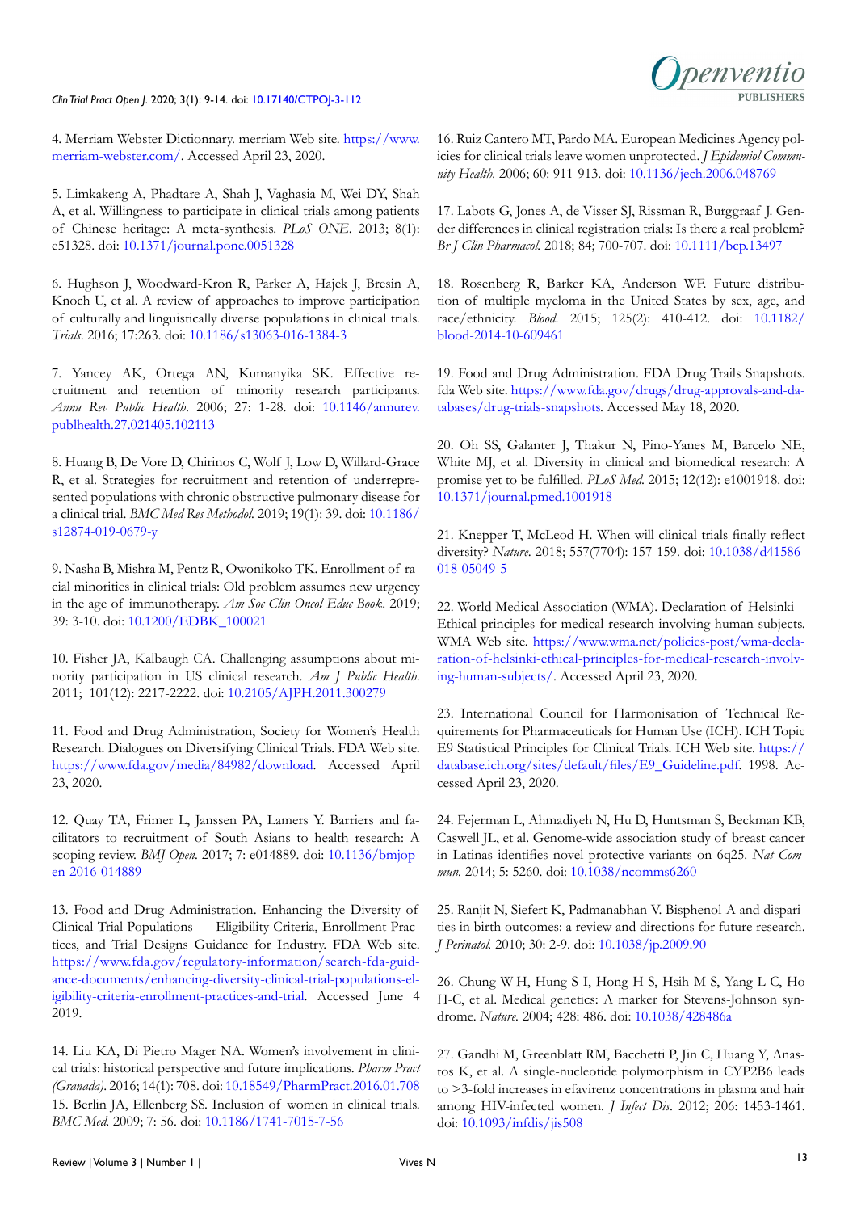4. Merriam Webster Dictionnary. merriam Web site. https://www.merriam-webster.com/. Accessed April 23, 2020.

5. Limkakeng A, Phadtare A, Shah J, Vaghasia M, Wei DY, Shah A, et al. Willingness to participate in clinical trials among patients of Chinese heritage: A meta-synthesis. *PLoS ONE*. 2013; 8(1): e51328. doi: 10.1371/journal.pone.0051328

6. Hughson J, Woodward-Kron R, Parker A, Hajek J, Bresin A, Knoch U, et al. A review of approaches to improve participation of culturally and linguistically diverse populations in clinical trials. *Trials*. 2016; 17:263. doi: 10.1186/s13063-016-1384-3

7. Yancey AK, Ortega AN, Kumanyika SK. Effective recruitment and retention of minority research participants. *Annu Rev Public Health*. 2006; 27: 1-28. doi: 10.1146/annurev.publhealth.27.021405.102113

8. Huang B, De Vore D, Chirinos C, Wolf J, Low D, Willard-Grace R, et al. Strategies for recruitment and retention of underrepresented populations with chronic obstructive pulmonary disease for a clinical trial. *BMC Med Res Methodol*. 2019; 19(1): 39. doi: 10.1186/s12874-019-0679-y

9. Nasha B, Mishra M, Pentz R, Owonikoko TK. Enrollment of racial minorities in clinical trials: Old problem assumes new urgency in the age of immunotherapy. *Am Soc Clin Oncol Educ Book*. 2019; 39: 3-10. doi: 10.1200/EDBK_100021

10. Fisher JA, Kalbaugh CA. Challenging assumptions about minority participation in US clinical research. *Am J Public Health*. 2011; 101(12): 2217-2222. doi: 10.2105/AJPH.2011.300279

11. Food and Drug Administration, Society for Women's Health Research. Dialogues on Diversifying Clinical Trials. FDA Web site. https://www.fda.gov/media/84982/download. Accessed April 23, 2020.

12. Quay TA, Frimer L, Janssen PA, Lamers Y. Barriers and facilitators to recruitment of South Asians to health research: A scoping review. *BMJ Open*. 2017; 7: e014889. doi: 10.1136/bmjopen-2016-014889

13. Food and Drug Administration. Enhancing the Diversity of Clinical Trial Populations — Eligibility Criteria, Enrollment Practices, and Trial Designs Guidance for Industry. FDA Web site. https://www.fda.gov/regulatory-information/search-fda-guidance-documents/enhancing-diversity-clinical-trial-populations-eligibility-criteria-enrollment-practices-and-trial. Accessed June 4 2019.

14. Liu KA, Di Pietro Mager NA. Women's involvement in clinical trials: historical perspective and future implications. *Pharm Pract (Granada)*. 2016; 14(1): 708. doi: 10.18549/PharmPract.2016.01.708

15. Berlin JA, Ellenberg SS. Inclusion of women in clinical trials. *BMC Med*. 2009; 7: 56. doi: 10.1186/1741-7015-7-56

16. Ruiz Cantero MT, Pardo MA. European Medicines Agency policies for clinical trials leave women unprotected. *J Epidemiol Community Health*. 2006; 60: 911-913. doi: 10.1136/jech.2006.048769

17. Labots G, Jones A, de Visser SJ, Rissman R, Burggraaf J. Gender differences in clinical registration trials: Is there a real problem? *Br J Clin Pharmacol*. 2018; 84; 700-707. doi: 10.1111/bcp.13497

18. Rosenberg R, Barker KA, Anderson WF. Future distribution of multiple myeloma in the United States by sex, age, and race/ethnicity. *Blood*. 2015; 125(2): 410-412. doi: 10.1182/blood-2014-10-609461

19. Food and Drug Administration. FDA Drug Trails Snapshots. fda Web site. https://www.fda.gov/drugs/drug-approvals-and-databases/drug-trials-snapshots. Accessed May 18, 2020.

20. Oh SS, Galanter J, Thakur N, Pino-Yanes M, Barcelo NE, White MJ, et al. Diversity in clinical and biomedical research: A promise yet to be fulfilled. *PLoS Med*. 2015; 12(12): e1001918. doi: 10.1371/journal.pmed.1001918

21. Knepper T, McLeod H. When will clinical trials finally reflect diversity? *Nature*. 2018; 557(7704): 157-159. doi: 10.1038/d41586-018-05049-5

22. World Medical Association (WMA). Declaration of Helsinki – Ethical principles for medical research involving human subjects. WMA Web site. https://www.wma.net/policies-post/wma-declaration-of-helsinki-ethical-principles-for-medical-research-involving-human-subjects/. Accessed April 23, 2020.

23. International Council for Harmonisation of Technical Requirements for Pharmaceuticals for Human Use (ICH). ICH Topic E9 Statistical Principles for Clinical Trials. ICH Web site. https://database.ich.org/sites/default/files/E9_Guideline.pdf. 1998. Accessed April 23, 2020.

24. Fejerman L, Ahmadiyeh N, Hu D, Huntsman S, Beckman KB, Caswell JL, et al. Genome-wide association study of breast cancer in Latinas identifies novel protective variants on 6q25. *Nat Commun*. 2014; 5: 5260. doi: 10.1038/ncomms6260

25. Ranjit N, Siefert K, Padmanabhan V. Bisphenol-A and disparities in birth outcomes: a review and directions for future research. *J Perinatol*. 2010; 30: 2-9. doi: 10.1038/jp.2009.90

26. Chung W-H, Hung S-I, Hong H-S, Hsih M-S, Yang L-C, Ho H-C, et al. Medical genetics: A marker for Stevens-Johnson syndrome. *Nature*. 2004; 428: 486. doi: 10.1038/428486a

27. Gandhi M, Greenblatt RM, Bacchetti P, Jin C, Huang Y, Anastos K, et al. A single-nucleotide polymorphism in CYP2B6 leads to >3-fold increases in efavirenz concentrations in plasma and hair among HIV-infected women. *J Infect Dis*. 2012; 206: 1453-1461. doi: 10.1093/infdis/jis508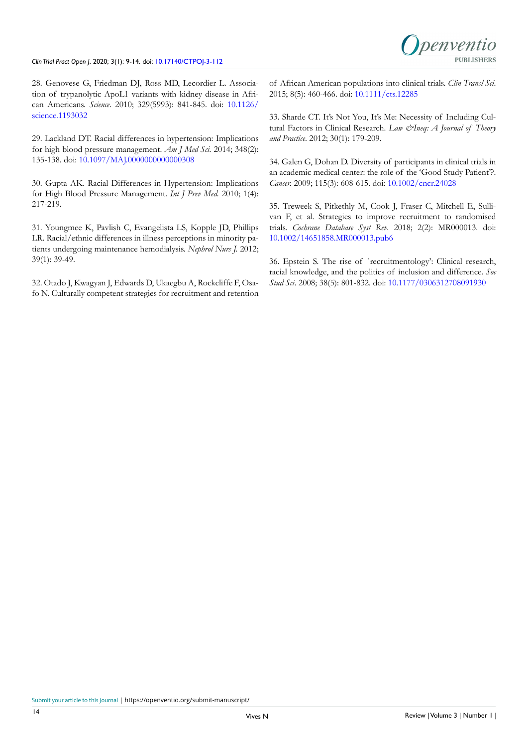28. Genovese G, Friedman DJ, Ross MD, Lecordier L. Association of trypanolytic ApoL1 variants with kidney disease in African Americans. *Science*. 2010; 329(5993): 841-845. doi: 10.1126/science.1193032

29. Lackland DT. Racial differences in hypertension: Implications for high blood pressure management. *Am J Med Sci*. 2014; 348(2): 135-138. doi: 10.1097/MAJ.0000000000000308

30. Gupta AK. Racial Differences in Hypertension: Implications for High Blood Pressure Management. *Int J Prev Med.* 2010; 1(4): 217-219.

31. Youngmee K, Pavlish C, Evangelista LS, Kopple JD, Phillips LR. Racial/ethnic differences in illness perceptions in minority patients undergoing maintenance hemodialysis. *Nephrol Nurs J.* 2012; 39(1): 39-49.

32. Otado J, Kwagyan J, Edwards D, Ukaegbu A, Rockcliffe F, Osafo N. Culturally competent strategies for recruitment and retention of African American populations into clinical trials. *Clin Transl Sci*. 2015; 8(5): 460-466. doi: 10.1111/cts.12285

33. Sharde CT. It's Not You, It's Me: Necessity of Including Cultural Factors in Clinical Research. *Law &Ineq: A Journal of Theory and Practice*. 2012; 30(1): 179-209.

34. Galen G, Dohan D. Diversity of participants in clinical trials in an academic medical center: the role of the 'Good Study Patient'?. *Cancer.* 2009; 115(3): 608-615. doi: 10.1002/cncr.24028

35. Treweek S, Pitkethly M, Cook J, Fraser C, Mitchell E, Sullivan F, et al. Strategies to improve recruitment to randomised trials. *Cochrane Database Syst Rev*. 2018; 2(2): MR000013. doi: 10.1002/14651858.MR000013.pub6

36. Epstein S. The rise of `recruitmentology': Clinical research, racial knowledge, and the politics of inclusion and difference. *Soc Stud Sci*. 2008; 38(5): 801-832. doi: 10.1177/0306312708091930